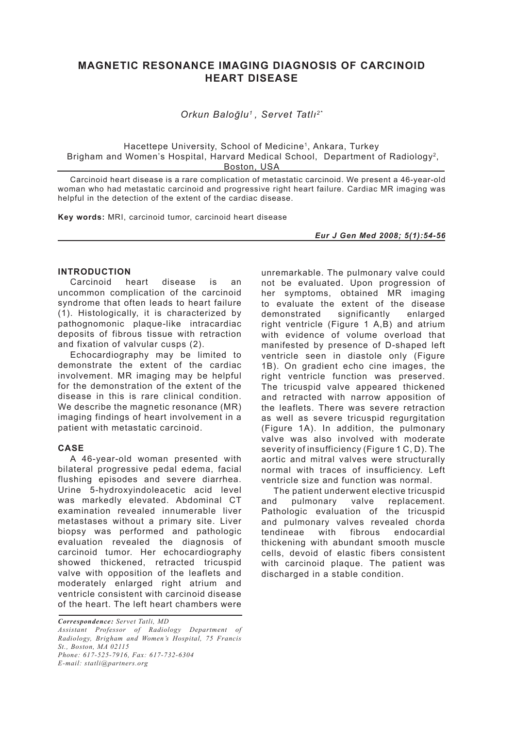# MAGNETIC RESONANCE IMAGING DIAGNOSIS OF CARCINOID HEART DISEASE

*Orkun Baloğlu[1], Servet Tatlı[2*]*

Hacettepe University, School of Medicine[1], Ankara, Turkey
Brigham and Women's Hospital, Harvard Medical School, Department of Radiology[2], Boston, USA

Carcinoid heart disease is a rare complication of metastatic carcinoid. We present a 46-year-old woman who had metastatic carcinoid and progressive right heart failure. Cardiac MR imaging was helpful in the detection of the extent of the cardiac disease.

**Key words:** MRI, carcinoid tumor, carcinoid heart disease

***Eur J Gen Med 2008; 5(1):54-56***

## INTRODUCTION

Carcinoid heart disease is an uncommon complication of the carcinoid syndrome that often leads to heart failure (1). Histologically, it is characterized by pathognomonic plaque-like intracardiac deposits of fibrous tissue with retraction and fixation of valvular cusps (2).

Echocardiography may be limited to demonstrate the extent of the cardiac involvement. MR imaging may be helpful for the demonstration of the extent of the disease in this is rare clinical condition. We describe the magnetic resonance (MR) imaging findings of heart involvement in a patient with metastatic carcinoid.

## CASE

A 46-year-old woman presented with bilateral progressive pedal edema, facial flushing episodes and severe diarrhea. Urine 5-hydroxyindoleacetic acid level was markedly elevated. Abdominal CT examination revealed innumerable liver metastases without a primary site. Liver biopsy was performed and pathologic evaluation revealed the diagnosis of carcinoid tumor. Her echocardiography showed thickened, retracted tricuspid valve with opposition of the leaflets and moderately enlarged right atrium and ventricle consistent with carcinoid disease of the heart. The left heart chambers were unremarkable. The pulmonary valve could not be evaluated. Upon progression of her symptoms, obtained MR imaging to evaluate the extent of the disease demonstrated significantly enlarged right ventricle (Figure 1 A,B) and atrium with evidence of volume overload that manifested by presence of D-shaped left ventricle seen in diastole only (Figure 1B). On gradient echo cine images, the right ventricle function was preserved. The tricuspid valve appeared thickened and retracted with narrow apposition of the leaflets. There was severe retraction as well as severe tricuspid regurgitation (Figure 1A). In addition, the pulmonary valve was also involved with moderate severity of insufficiency (Figure 1 C, D). The aortic and mitral valves were structurally normal with traces of insufficiency. Left ventricle size and function was normal.

The patient underwent elective tricuspid and pulmonary valve replacement. Pathologic evaluation of the tricuspid and pulmonary valves revealed chorda tendineae with fibrous endocardial thickening with abundant smooth muscle cells, devoid of elastic fibers consistent with carcinoid plaque. The patient was discharged in a stable condition.

*Correspondence: Servet Tatli, MD*
*Assistant Professor of Radiology Department of Radiology, Brigham and Women's Hospital, 75 Francis St., Boston, MA 02115*
*Phone: 617-525-7916, Fax: 617-732-6304*
*E-mail: statli@partners.org*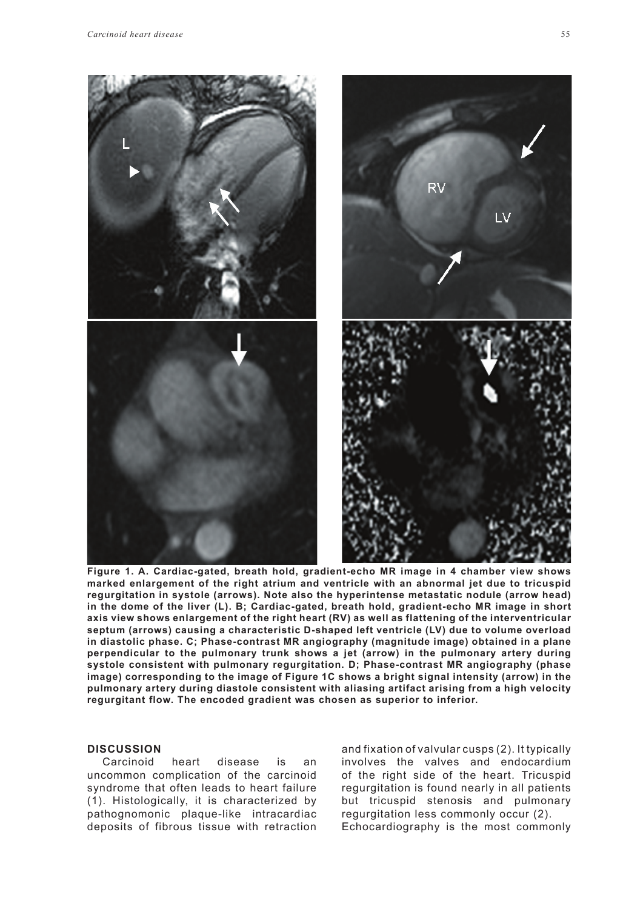**Figure 1. A. Cardiac-gated, breath hold, gradient-echo MR image in 4 chamber view shows marked enlargement of the right atrium and ventricle with an abnormal jet due to tricuspid regurgitation in systole (arrows). Note also the hyperintense metastatic nodule (arrow head) in the dome of the liver (L). B; Cardiac-gated, breath hold, gradient-echo MR image in short axis view shows enlargement of the right heart (RV) as well as flattening of the interventricular septum (arrows) causing a characteristic D-shaped left ventricle (LV) due to volume overload in diastolic phase. C; Phase-contrast MR angiography (magnitude image) obtained in a plane perpendicular to the pulmonary trunk shows a jet (arrow) in the pulmonary artery during systole consistent with pulmonary regurgitation. D; Phase-contrast MR angiography (phase image) corresponding to the image of Figure 1C shows a bright signal intensity (arrow) in the pulmonary artery during diastole consistent with aliasing artifact arising from a high velocity regurgitant flow. The encoded gradient was chosen as superior to inferior.**

## DISCUSSION

Carcinoid heart disease is an uncommon complication of the carcinoid syndrome that often leads to heart failure (1). Histologically, it is characterized by pathognomonic plaque-like intracardiac deposits of fibrous tissue with retraction and fixation of valvular cusps (2). It typically involves the valves and endocardium of the right side of the heart. Tricuspid regurgitation is found nearly in all patients but tricuspid stenosis and pulmonary regurgitation less commonly occur (2).

Echocardiography is the most commonly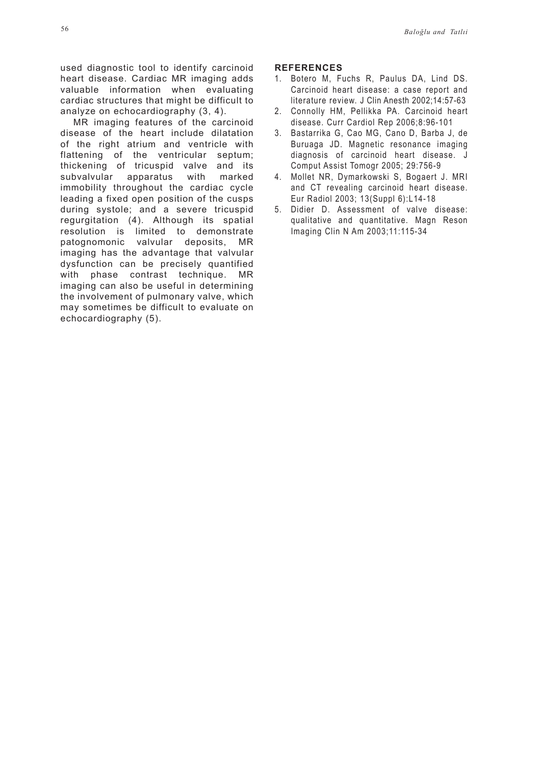used diagnostic tool to identify carcinoid heart disease. Cardiac MR imaging adds valuable information when evaluating cardiac structures that might be difficult to analyze on echocardiography (3, 4).

MR imaging features of the carcinoid disease of the heart include dilatation of the right atrium and ventricle with flattening of the ventricular septum; thickening of tricuspid valve and its subvalvular apparatus with marked immobility throughout the cardiac cycle leading a fixed open position of the cusps during systole; and a severe tricuspid regurgitation (4). Although its spatial resolution is limited to demonstrate patognomonic valvular deposits, MR imaging has the advantage that valvular dysfunction can be precisely quantified with phase contrast technique. MR imaging can also be useful in determining the involvement of pulmonary valve, which may sometimes be difficult to evaluate on echocardiography (5).

## REFERENCES

1. Botero M, Fuchs R, Paulus DA, Lind DS. Carcinoid heart disease: a case report and literature review. J Clin Anesth 2002;14:57-63
2. Connolly HM, Pellikka PA. Carcinoid heart disease. Curr Cardiol Rep 2006;8:96-101
3. Bastarrika G, Cao MG, Cano D, Barba J, de Buruaga JD. Magnetic resonance imaging diagnosis of carcinoid heart disease. J Comput Assist Tomogr 2005; 29:756-9
4. Mollet NR, Dymarkowski S, Bogaert J. MRI and CT revealing carcinoid heart disease. Eur Radiol 2003; 13(Suppl 6):L14-18
5. Didier D. Assessment of valve disease: qualitative and quantitative. Magn Reson Imaging Clin N Am 2003;11:115-34